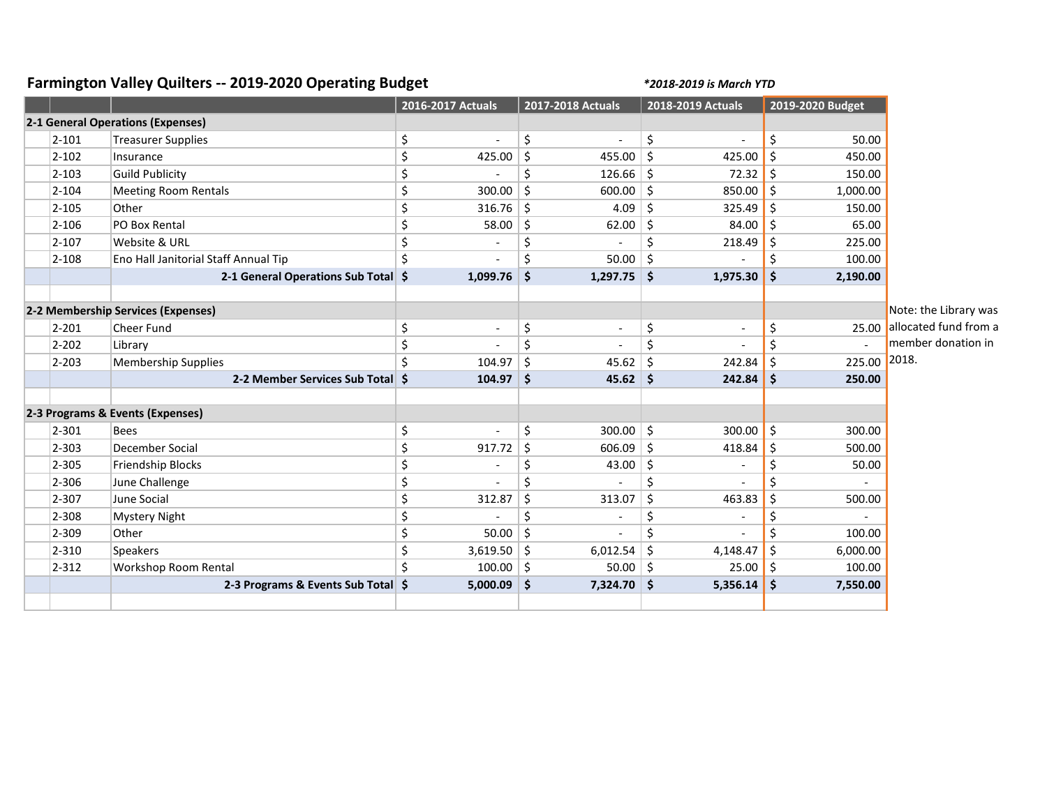# Farmington Valley Quilters -- 2019-2020 Operating Budget

*\*2018-2019 is March YTD*

| | | | 2016-2017 Actuals | 2017-2018 Actuals | 2018-2019 Actuals | 2019-2020 Budget |
|---|---|---|---|---|---|---|
| **2-1 General Operations (Expenses)** | | | | | | |
| | 2-101 | Treasurer Supplies | $ - | $ - | $ - | $ 50.00 |
| | 2-102 | Insurance | $ 425.00 | $ 455.00 | $ 425.00 | $ 450.00 |
| | 2-103 | Guild Publicity | $ - | $ 126.66 | $ 72.32 | $ 150.00 |
| | 2-104 | Meeting Room Rentals | $ 300.00 | $ 600.00 | $ 850.00 | $ 1,000.00 |
| | 2-105 | Other | $ 316.76 | $ 4.09 | $ 325.49 | $ 150.00 |
| | 2-106 | PO Box Rental | $ 58.00 | $ 62.00 | $ 84.00 | $ 65.00 |
| | 2-107 | Website & URL | $ - | $ - | $ 218.49 | $ 225.00 |
| | 2-108 | Eno Hall Janitorial Staff Annual Tip | $ - | $ 50.00 | $ - | $ 100.00 |
| | | **2-1 General Operations Sub Total** | **$ 1,099.76** | **$ 1,297.75** | **$ 1,975.30** | **$ 2,190.00** |
| | | | | | | |
| **2-2 Membership Services (Expenses)** | | | | | | |
| | 2-201 | Cheer Fund | $ - | $ - | $ - | $ 25.00 |
| | 2-202 | Library | $ - | $ - | $ - | $ - |
| | 2-203 | Membership Supplies | $ 104.97 | $ 45.62 | $ 242.84 | $ 225.00 |
| | | **2-2 Member Services Sub Total** | **$ 104.97** | **$ 45.62** | **$ 242.84** | **$ 250.00** |
| | | | | | | |
| **2-3 Programs & Events (Expenses)** | | | | | | |
| | 2-301 | Bees | $ - | $ 300.00 | $ 300.00 | $ 300.00 |
| | 2-303 | December Social | $ 917.72 | $ 606.09 | $ 418.84 | $ 500.00 |
| | 2-305 | Friendship Blocks | $ - | $ 43.00 | $ - | $ 50.00 |
| | 2-306 | June Challenge | $ - | $ - | $ - | $ - |
| | 2-307 | June Social | $ 312.87 | $ 313.07 | $ 463.83 | $ 500.00 |
| | 2-308 | Mystery Night | $ - | $ - | $ - | $ - |
| | 2-309 | Other | $ 50.00 | $ - | $ - | $ 100.00 |
| | 2-310 | Speakers | $ 3,619.50 | $ 6,012.54 | $ 4,148.47 | $ 6,000.00 |
| | 2-312 | Workshop Room Rental | $ 100.00 | $ 50.00 | $ 25.00 | $ 100.00 |
| | | **2-3 Programs & Events Sub Total** | **$ 5,000.09** | **$ 7,324.70** | **$ 5,356.14** | **$ 7,550.00** |

Note: the Library was allocated fund from a member donation in 2018.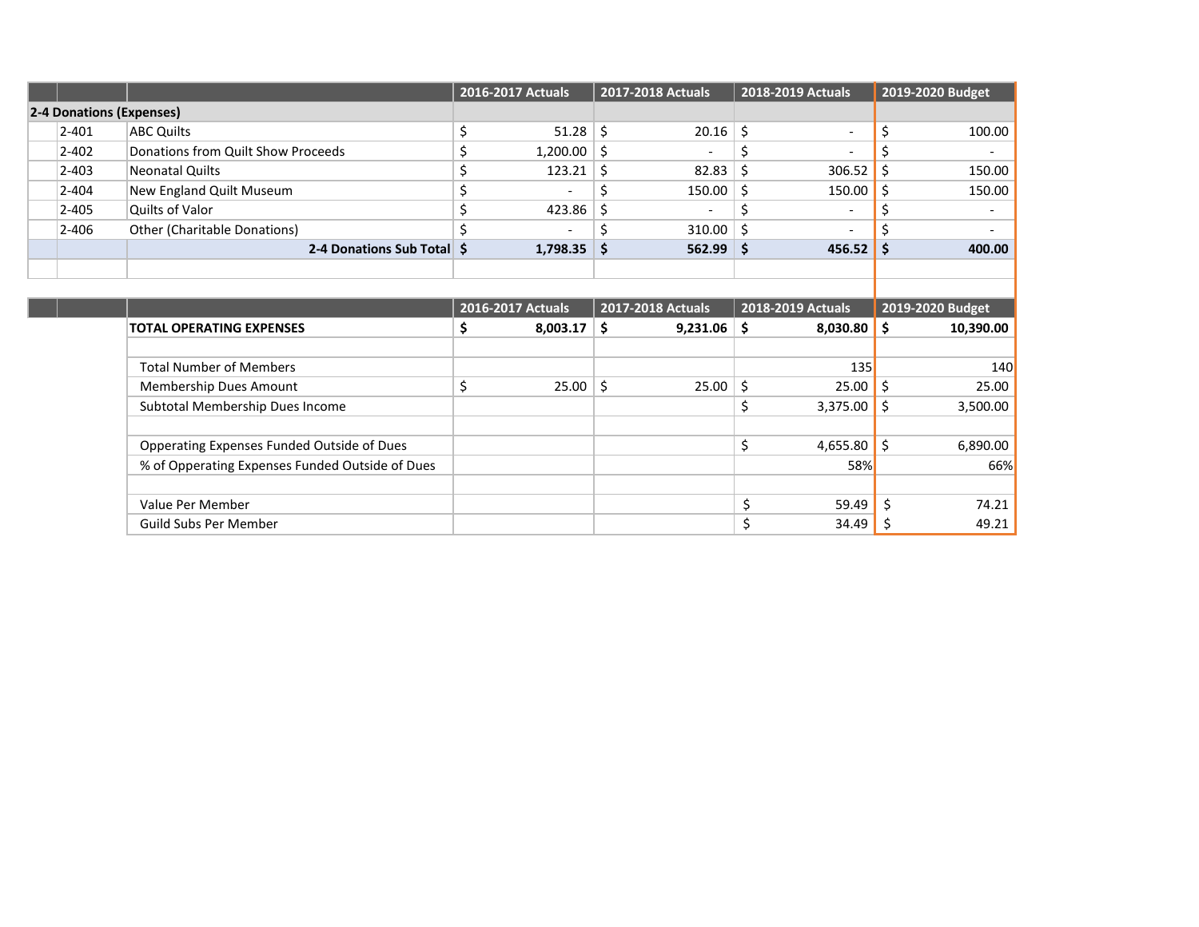| | | | 2016-2017 Actuals | 2017-2018 Actuals | 2018-2019 Actuals | 2019-2020 Budget |
|---|---|---|---|---|---|---|
| **2-4 Donations (Expenses)** | | | | | | |
| | 2-401 | ABC Quilts | $ 51.28 | $ 20.16 | $ - | $ 100.00 |
| | 2-402 | Donations from Quilt Show Proceeds | $ 1,200.00 | $ - | $ - | $ - |
| | 2-403 | Neonatal Quilts | $ 123.21 | $ 82.83 | $ 306.52 | $ 150.00 |
| | 2-404 | New England Quilt Museum | $ - | $ 150.00 | $ 150.00 | $ 150.00 |
| | 2-405 | Quilts of Valor | $ 423.86 | $ - | $ - | $ - |
| | 2-406 | Other (Charitable Donations) | $ - | $ 310.00 | $ - | $ - |
| | | **2-4 Donations Sub Total** | **$ 1,798.35** | **$ 562.99** | **$ 456.52** | **$ 400.00** |

| | | | 2016-2017 Actuals | 2017-2018 Actuals | 2018-2019 Actuals | 2019-2020 Budget |
|---|---|---|---|---|---|---|
| | | **TOTAL OPERATING EXPENSES** | **$ 8,003.17** | **$ 9,231.06** | **$ 8,030.80** | **$ 10,390.00** |
| | | | | | | |
| | | Total Number of Members | | | 135 | 140 |
| | | Membership Dues Amount | $ 25.00 | $ 25.00 | $ 25.00 | $ 25.00 |
| | | Subtotal Membership Dues Income | | | $ 3,375.00 | $ 3,500.00 |
| | | | | | | |
| | | Opperating Expenses Funded Outside of Dues | | | $ 4,655.80 | $ 6,890.00 |
| | | % of Operating Expenses Funded Outside of Dues | | | 58% | 66% |
| | | | | | | |
| | | Value Per Member | | | $ 59.49 | $ 74.21 |
| | | Guild Subs Per Member | | | $ 34.49 | $ 49.21 |